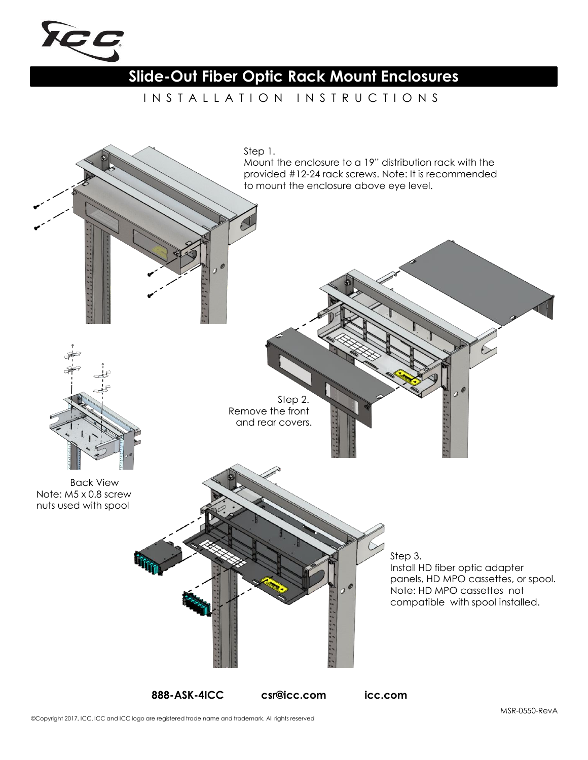# Slide-Out Fiber Optic Rack Mount Enclosures

## INSTALLATION INSTRUCTIONS

Step 1.
Mount the enclosure to a 19" distribution rack with the provided #12-24 rack screws. Note: It is recommended to mount the enclosure above eye level.

Step 2.
Remove the front and rear covers.

Back View
Note: M5 x 0.8 screw nuts used with spool

Step 3.
Install HD fiber optic adapter panels, HD MPO cassettes, or spool. Note: HD MPO cassettes not compatible with spool installed.

**888-ASK-4ICC** **csr@icc.com** **icc.com**

MSR-0550-RevA

©Copyright 2017, ICC. ICC and ICC logo are registered trade name and trademark. All rights reserved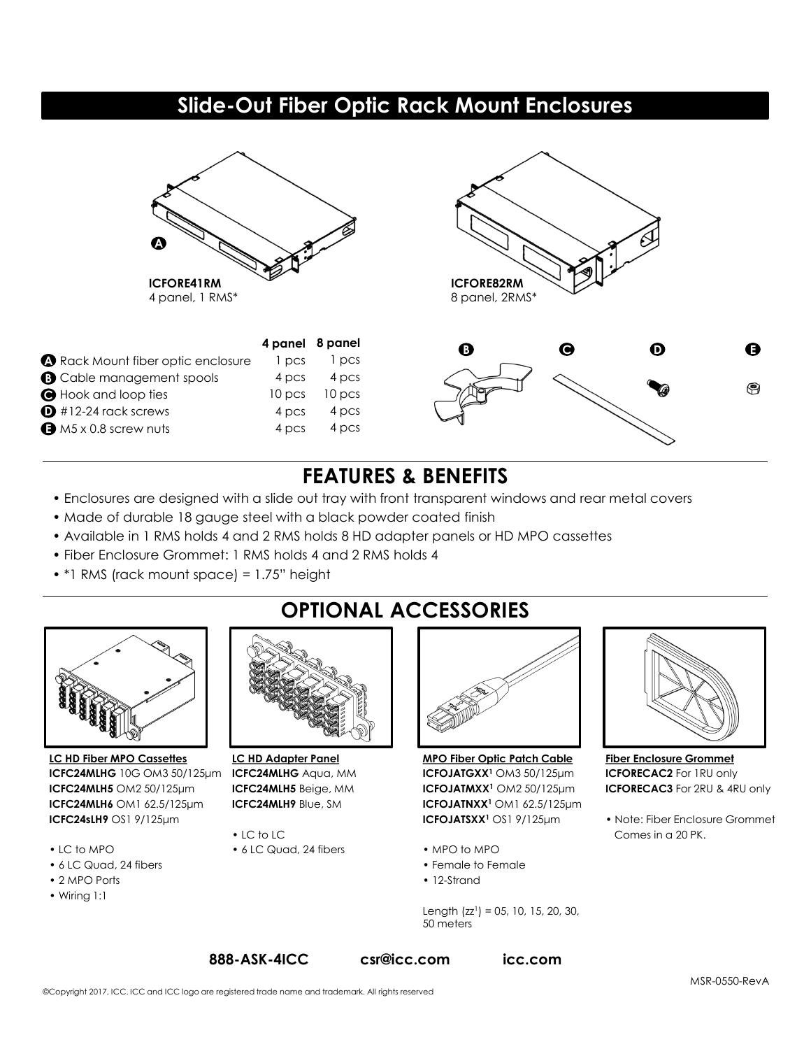# Slide-Out Fiber Optic Rack Mount Enclosures

**ICFORE41RM**
4 panel, 1 RMS*

**ICFORE82RM**
8 panel, 2RMS*

| | 4 panel | 8 panel |
|---|---|---|
| A Rack Mount fiber optic enclosure | 1 pcs | 1 pcs |
| B Cable management spools | 4 pcs | 4 pcs |
| C Hook and loop ties | 10 pcs | 10 pcs |
| D #12-24 rack screws | 4 pcs | 4 pcs |
| E M5 x 0.8 screw nuts | 4 pcs | 4 pcs |

## FEATURES & BENEFITS

- Enclosures are designed with a slide out tray with front transparent windows and rear metal covers
- Made of durable 18 gauge steel with a black powder coated finish
- Available in 1 RMS holds 4 and 2 RMS holds 8 HD adapter panels or HD MPO cassettes
- Fiber Enclosure Grommet: 1 RMS holds 4 and 2 RMS holds 4
- *1 RMS (rack mount space) = 1.75" height

## OPTIONAL ACCESSORIES

**LC HD Fiber MPO Cassettes**
**ICFC24MLHG** 10G OM3 50/125µm
**ICFC24MLH5** OM2 50/125µm
**ICFC24MLH6** OM1 62.5/125µm
**ICFC24sLH9** OS1 9/125µm

- LC to MPO
- 6 LC Quad, 24 fibers
- 2 MPO Ports
- Wiring 1:1

**LC HD Adapter Panel**
**ICFC24MLHG** Aqua, MM
**ICFC24MLH5** Beige, MM
**ICFC24MLH9** Blue, SM

- LC to LC
- 6 LC Quad, 24 fibers

**MPO Fiber Optic Patch Cable**
**ICFOJATGXX[1]** OM3 50/125µm
**ICFOJATMXX[1]** OM2 50/125µm
**ICFOJATNXX[1]** OM1 62.5/125µm
**ICFOJATSXX[1]** OS1 9/125µm

- MPO to MPO
- Female to Female
- 12-Strand

Length (zz[1]) = 05, 10, 15, 20, 30, 50 meters

**Fiber Enclosure Grommet**
**ICFORECAC2** For 1RU only
**ICFORECAC3** For 2RU & 4RU only

- Note: Fiber Enclosure Grommet Comes in a 20 PK.

**888-ASK-4ICC** **csr@icc.com** **icc.com**

MSR-0550-RevA

©Copyright 2017, ICC. ICC and ICC logo are registered trade name and trademark. All rights reserved